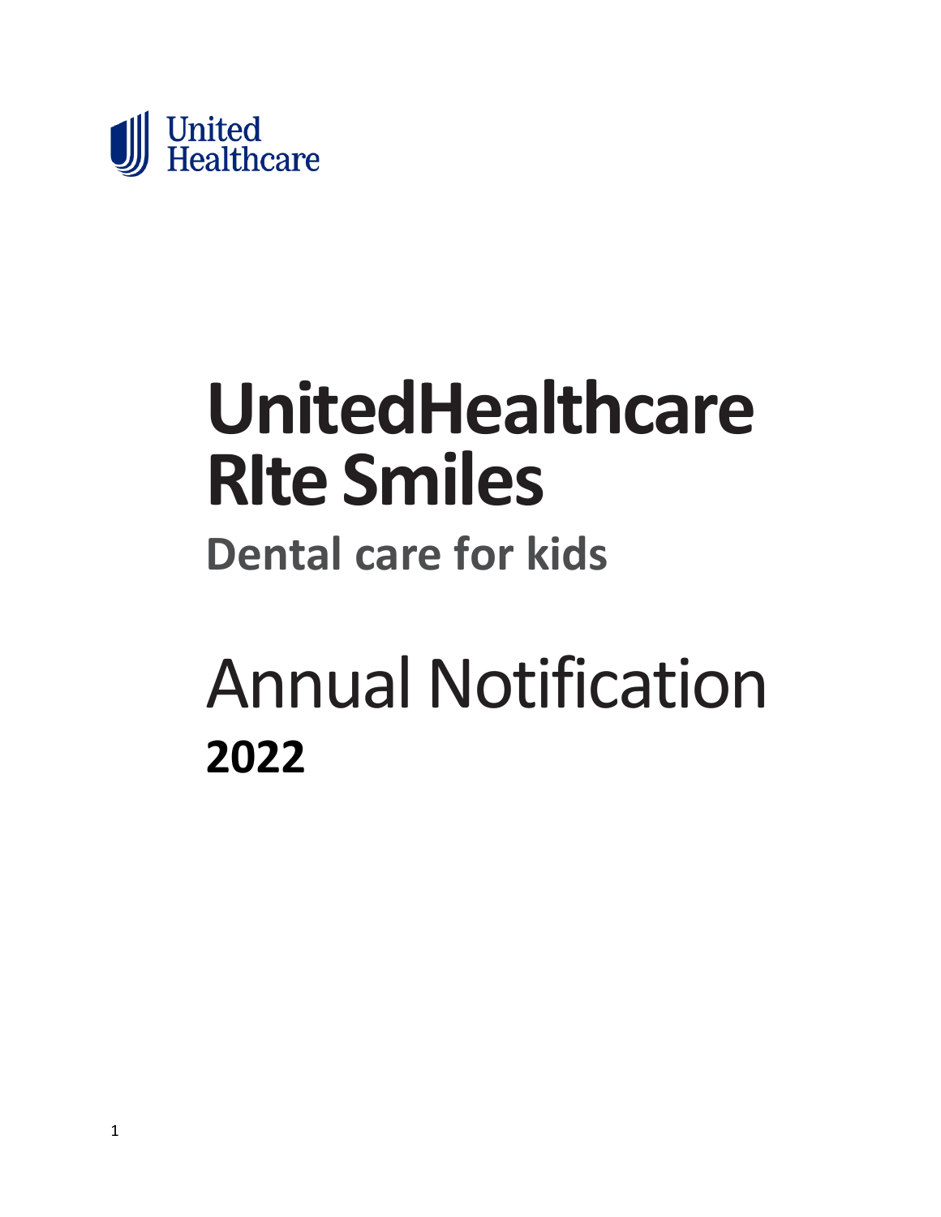United Healthcare

# UnitedHealthcare RIte Smiles

## Dental care for kids

# Annual Notification

## 2022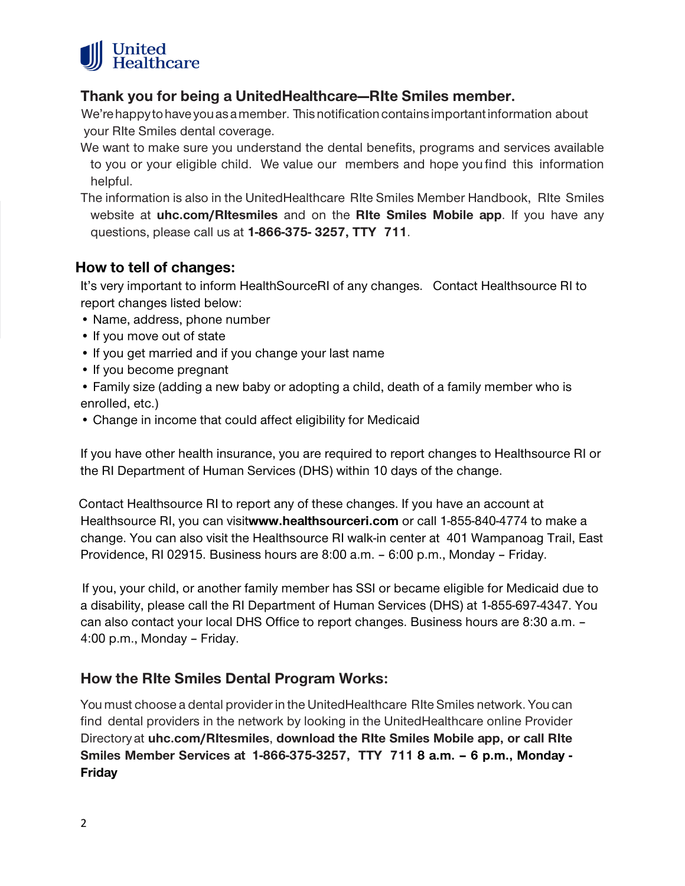## Thank you for being a UnitedHealthcare—RIte Smiles member.

We're happy to have you as a member. This notification contains important information about your RIte Smiles dental coverage.

We want to make sure you understand the dental benefits, programs and services available to you or your eligible child. We value our members and hope you find this information helpful.

The information is also in the UnitedHealthcare RIte Smiles Member Handbook, RIte Smiles website at **uhc.com/RItesmiles** and on the **RIte Smiles Mobile app**. If you have any questions, please call us at **1-866-375- 3257, TTY 711**.

## How to tell of changes:

It's very important to inform HealthSourceRI of any changes. Contact Healthsource RI to report changes listed below:

- Name, address, phone number
- If you move out of state
- If you get married and if you change your last name
- If you become pregnant
- Family size (adding a new baby or adopting a child, death of a family member who is enrolled, etc.)
- Change in income that could affect eligibility for Medicaid

If you have other health insurance, you are required to report changes to Healthsource RI or the RI Department of Human Services (DHS) within 10 days of the change.

Contact Healthsource RI to report any of these changes. If you have an account at Healthsource RI, you can visit**www.healthsourceri.com** or call 1-855-840-4774 to make a change. You can also visit the Healthsource RI walk-in center at 401 Wampanoag Trail, East Providence, RI 02915. Business hours are 8:00 a.m. – 6:00 p.m., Monday – Friday.

If you, your child, or another family member has SSI or became eligible for Medicaid due to a disability, please call the RI Department of Human Services (DHS) at 1-855-697-4347. You can also contact your local DHS Office to report changes. Business hours are 8:30 a.m. – 4:00 p.m., Monday – Friday.

## How the RIte Smiles Dental Program Works:

You must choose a dental provider in the UnitedHealthcare RIte Smiles network. You can find dental providers in the network by looking in the UnitedHealthcare online Provider Directory at **uhc.com/RItesmiles**, **download the RIte Smiles Mobile app, or call RIte Smiles Member Services at 1-866-375-3257, TTY 711 8 a.m. – 6 p.m., Monday - Friday**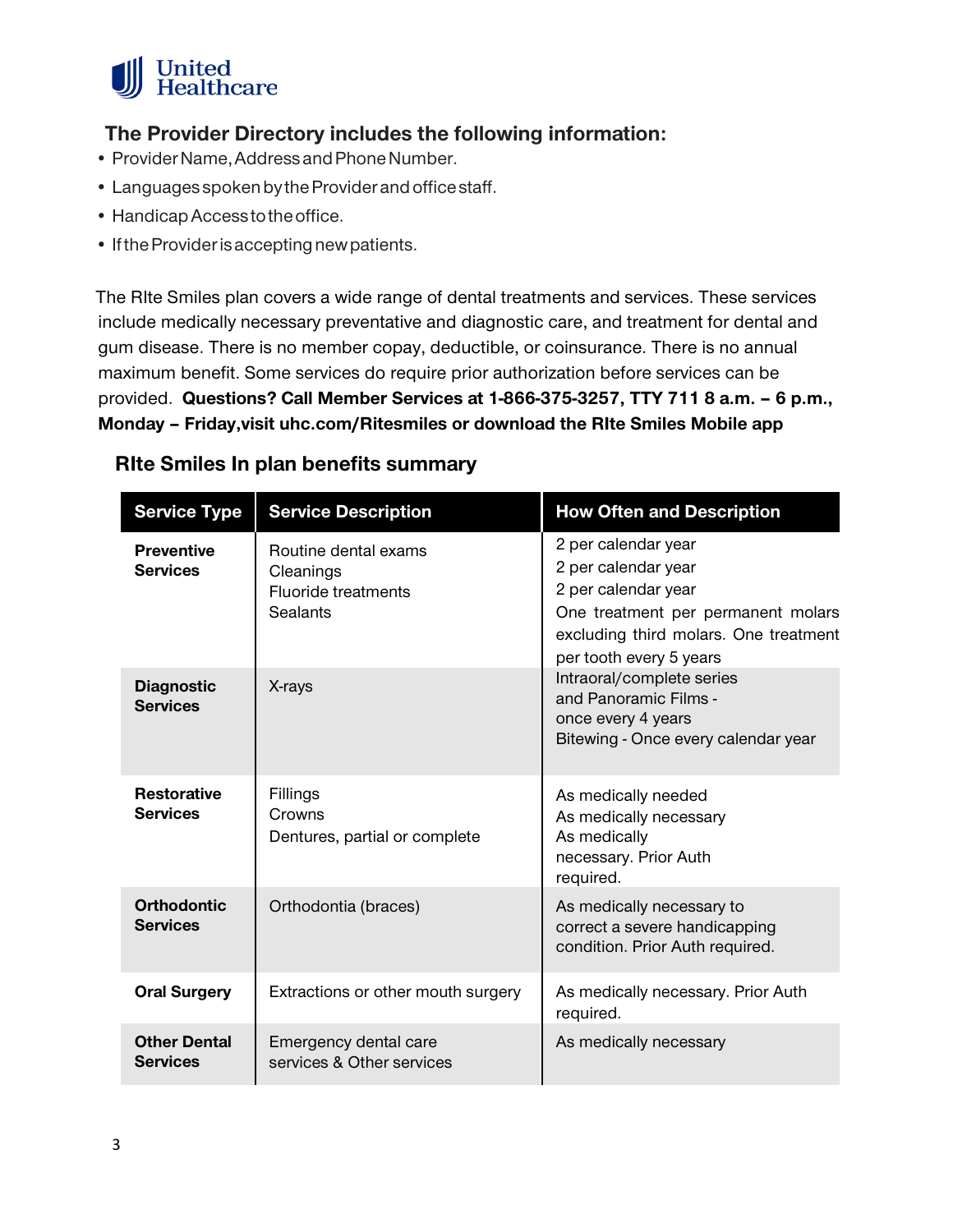United Healthcare

### The Provider Directory includes the following information:

- Provider Name, Address and Phone Number.
- Languages spoken by the Provider and office staff.
- Handicap Access to the office.
- If the Provider is accepting new patients.

The RIte Smiles plan covers a wide range of dental treatments and services. These services include medically necessary preventative and diagnostic care, and treatment for dental and gum disease. There is no member copay, deductible, or coinsurance. There is no annual maximum benefit. Some services do require prior authorization before services can be provided. **Questions? Call Member Services at 1-866-375-3257, TTY 711 8 a.m. – 6 p.m., Monday – Friday,visit uhc.com/Ritesmiles or download the RIte Smiles Mobile app**

### RIte Smiles In plan benefits summary

| Service Type | Service Description | How Often and Description |
|---|---|---|
| **Preventive Services** | Routine dental exams<br>Cleanings<br>Fluoride treatments<br>Sealants | 2 per calendar year<br>2 per calendar year<br>2 per calendar year<br>One treatment per permanent molars excluding third molars. One treatment per tooth every 5 years |
| **Diagnostic Services** | X-rays | Intraoral/complete series and Panoramic Films - once every 4 years<br>Bitewing - Once every calendar year |
| **Restorative Services** | Fillings<br>Crowns<br>Dentures, partial or complete | As medically needed<br>As medically necessary<br>As medically necessary. Prior Auth required. |
| **Orthodontic Services** | Orthodontia (braces) | As medically necessary to correct a severe handicapping condition. Prior Auth required. |
| **Oral Surgery** | Extractions or other mouth surgery | As medically necessary. Prior Auth required. |
| **Other Dental Services** | Emergency dental care services & Other services | As medically necessary |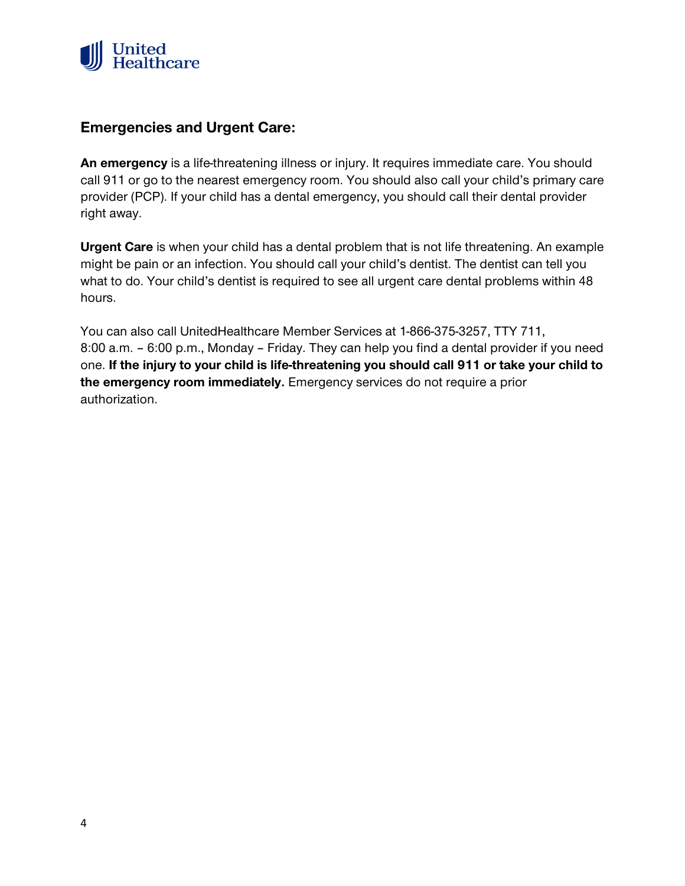## Emergencies and Urgent Care:

**An emergency** is a life-threatening illness or injury. It requires immediate care. You should call 911 or go to the nearest emergency room. You should also call your child's primary care provider (PCP). If your child has a dental emergency, you should call their dental provider right away.

**Urgent Care** is when your child has a dental problem that is not life threatening. An example might be pain or an infection. You should call your child's dentist. The dentist can tell you what to do. Your child's dentist is required to see all urgent care dental problems within 48 hours.

You can also call UnitedHealthcare Member Services at 1-866-375-3257, TTY 711, 8:00 a.m. – 6:00 p.m., Monday – Friday. They can help you find a dental provider if you need one. **If the injury to your child is life-threatening you should call 911 or take your child to the emergency room immediately.** Emergency services do not require a prior authorization.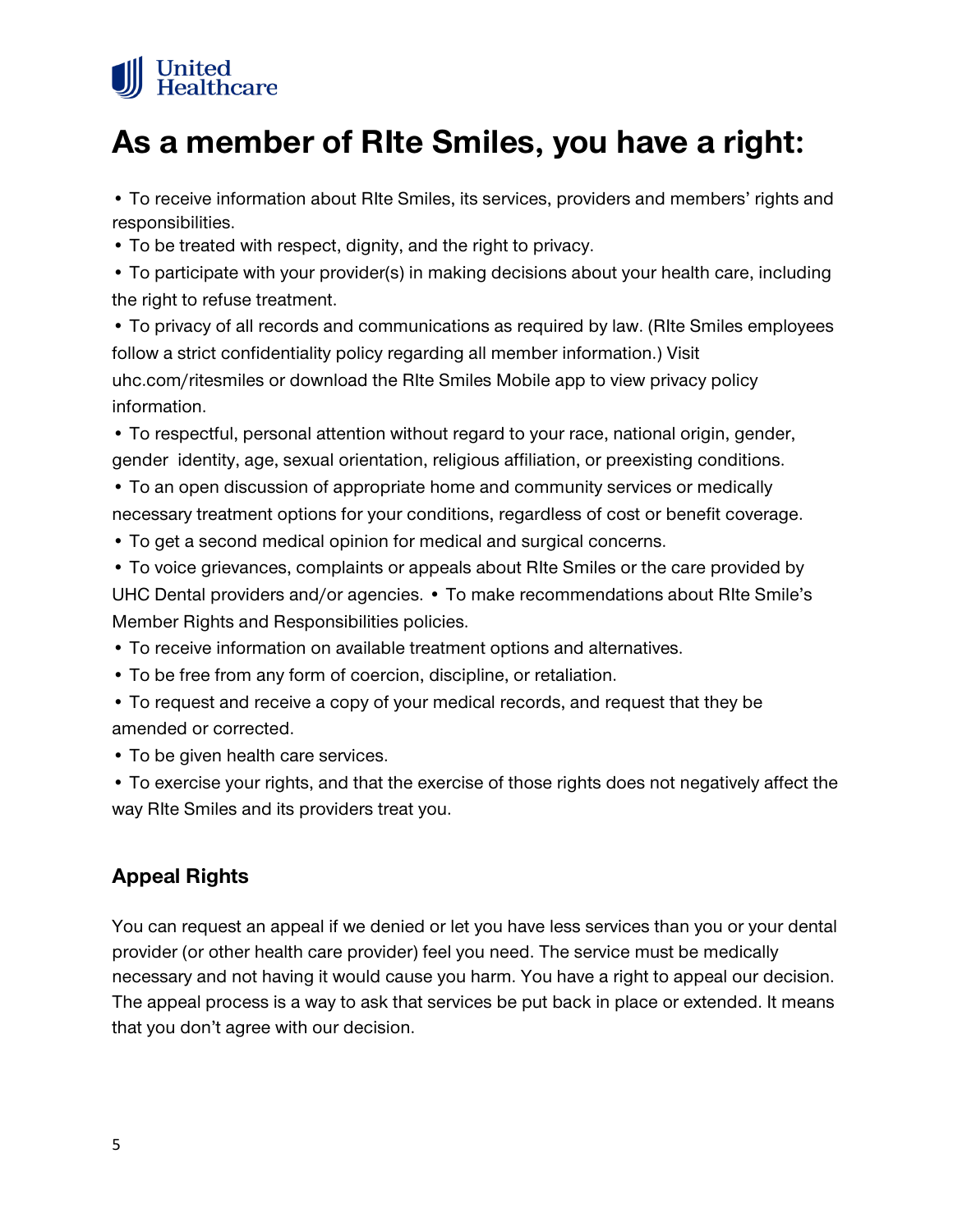# As a member of RIte Smiles, you have a right:

- To receive information about RIte Smiles, its services, providers and members' rights and responsibilities.
- To be treated with respect, dignity, and the right to privacy.
- To participate with your provider(s) in making decisions about your health care, including the right to refuse treatment.
- To privacy of all records and communications as required by law. (RIte Smiles employees follow a strict confidentiality policy regarding all member information.) Visit uhc.com/ritesmiles or download the RIte Smiles Mobile app to view privacy policy information.
- To respectful, personal attention without regard to your race, national origin, gender, gender identity, age, sexual orientation, religious affiliation, or preexisting conditions.
- To an open discussion of appropriate home and community services or medically necessary treatment options for your conditions, regardless of cost or benefit coverage.
- To get a second medical opinion for medical and surgical concerns.
- To voice grievances, complaints or appeals about RIte Smiles or the care provided by UHC Dental providers and/or agencies.
- To make recommendations about RIte Smile's Member Rights and Responsibilities policies.
- To receive information on available treatment options and alternatives.
- To be free from any form of coercion, discipline, or retaliation.
- To request and receive a copy of your medical records, and request that they be amended or corrected.
- To be given health care services.
- To exercise your rights, and that the exercise of those rights does not negatively affect the way RIte Smiles and its providers treat you.

## Appeal Rights

You can request an appeal if we denied or let you have less services than you or your dental provider (or other health care provider) feel you need. The service must be medically necessary and not having it would cause you harm. You have a right to appeal our decision. The appeal process is a way to ask that services be put back in place or extended. It means that you don't agree with our decision.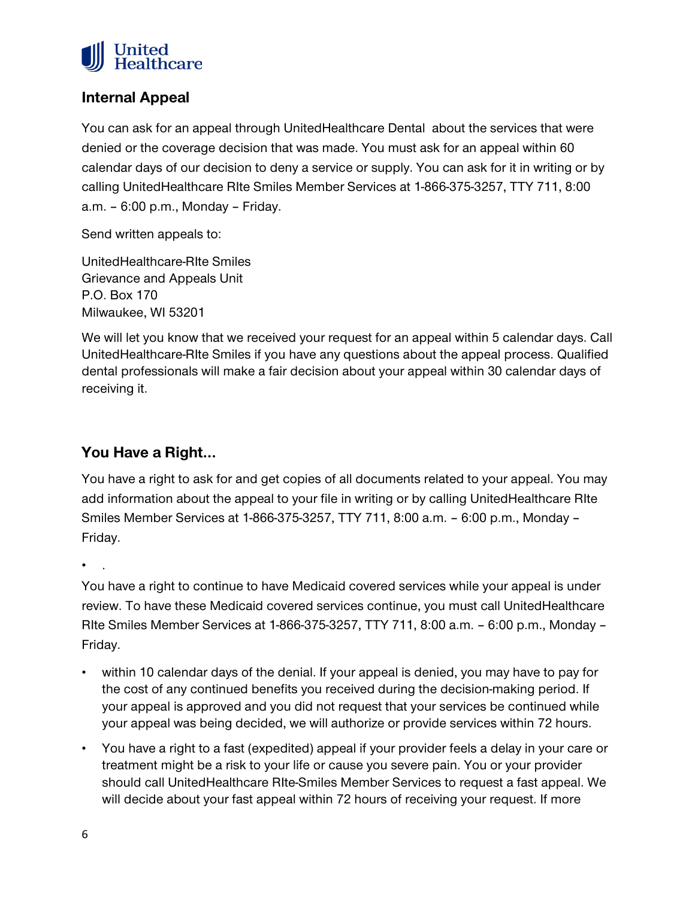## Internal Appeal

You can ask for an appeal through UnitedHealthcare Dental  about the services that were denied or the coverage decision that was made. You must ask for an appeal within 60 calendar days of our decision to deny a service or supply. You can ask for it in writing or by calling UnitedHealthcare RIte Smiles Member Services at 1-866-375-3257, TTY 711, 8:00 a.m. – 6:00 p.m., Monday – Friday.

Send written appeals to:

UnitedHealthcare-RIte Smiles
Grievance and Appeals Unit
P.O. Box 170
Milwaukee, WI 53201

We will let you know that we received your request for an appeal within 5 calendar days. Call UnitedHealthcare-RIte Smiles if you have any questions about the appeal process. Qualified dental professionals will make a fair decision about your appeal within 30 calendar days of receiving it.

## You Have a Right…

You have a right to ask for and get copies of all documents related to your appeal. You may add information about the appeal to your file in writing or by calling UnitedHealthcare RIte Smiles Member Services at 1-866-375-3257, TTY 711, 8:00 a.m. – 6:00 p.m., Monday – Friday.

- .

You have a right to continue to have Medicaid covered services while your appeal is under review. To have these Medicaid covered services continue, you must call UnitedHealthcare RIte Smiles Member Services at 1-866-375-3257, TTY 711, 8:00 a.m. – 6:00 p.m., Monday – Friday.

- within 10 calendar days of the denial. If your appeal is denied, you may have to pay for the cost of any continued benefits you received during the decision-making period. If your appeal is approved and you did not request that your services be continued while your appeal was being decided, we will authorize or provide services within 72 hours.
- You have a right to a fast (expedited) appeal if your provider feels a delay in your care or treatment might be a risk to your life or cause you severe pain. You or your provider should call UnitedHealthcare RIte-Smiles Member Services to request a fast appeal. We will decide about your fast appeal within 72 hours of receiving your request. If more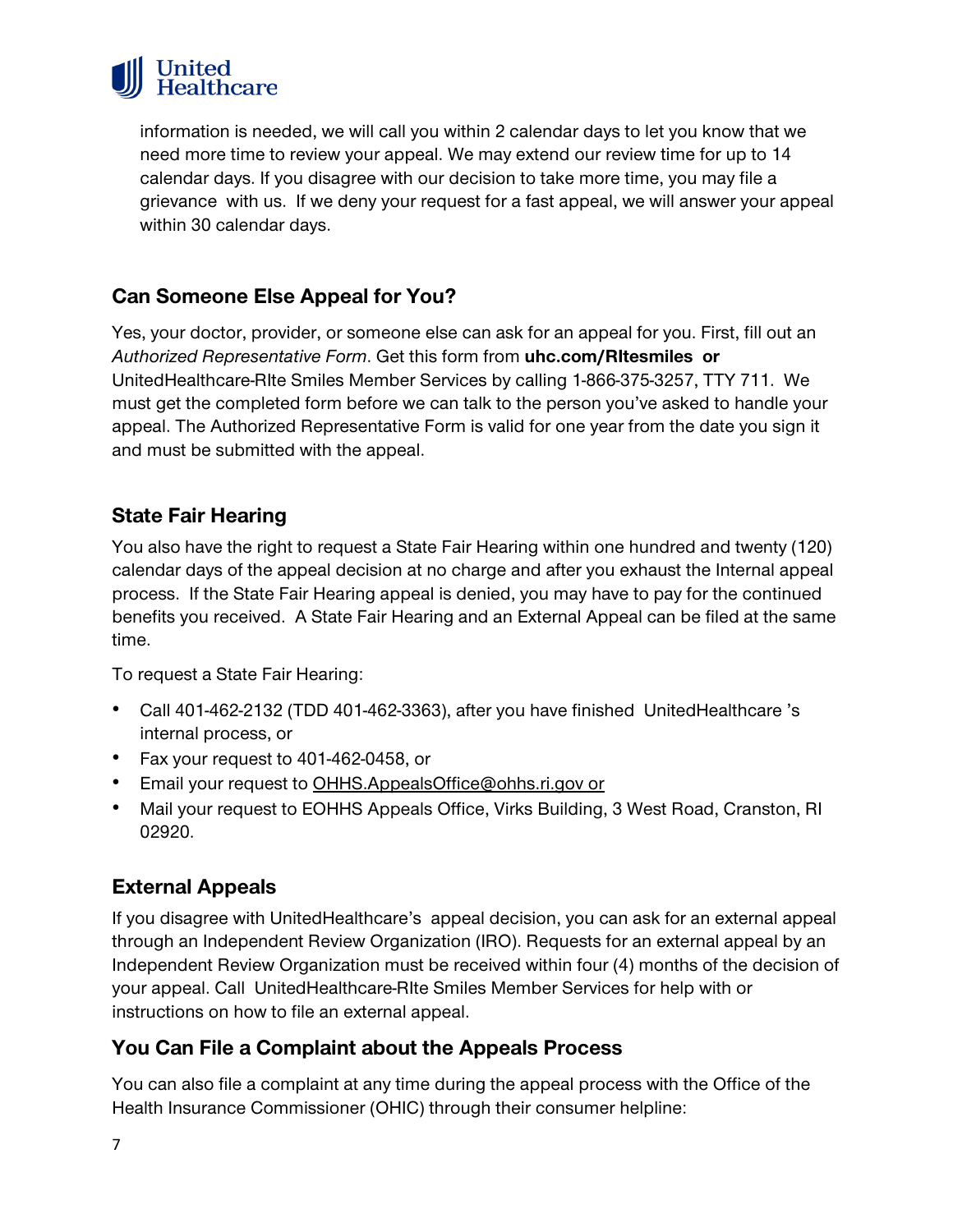information is needed, we will call you within 2 calendar days to let you know that we need more time to review your appeal. We may extend our review time for up to 14 calendar days. If you disagree with our decision to take more time, you may file a grievance with us. If we deny your request for a fast appeal, we will answer your appeal within 30 calendar days.

## Can Someone Else Appeal for You?

Yes, your doctor, provider, or someone else can ask for an appeal for you. First, fill out an *Authorized Representative Form*. Get this form from **uhc.com/RItesmiles or** UnitedHealthcare-RIte Smiles Member Services by calling 1-866-375-3257, TTY 711. We must get the completed form before we can talk to the person you've asked to handle your appeal. The Authorized Representative Form is valid for one year from the date you sign it and must be submitted with the appeal.

## State Fair Hearing

You also have the right to request a State Fair Hearing within one hundred and twenty (120) calendar days of the appeal decision at no charge and after you exhaust the Internal appeal process. If the State Fair Hearing appeal is denied, you may have to pay for the continued benefits you received. A State Fair Hearing and an External Appeal can be filed at the same time.

To request a State Fair Hearing:

- Call 401-462-2132 (TDD 401-462-3363), after you have finished UnitedHealthcare 's internal process, or
- Fax your request to 401-462-0458, or
- Email your request to OHHS.AppealsOffice@ohhs.ri.gov or
- Mail your request to EOHHS Appeals Office, Virks Building, 3 West Road, Cranston, RI 02920.

## External Appeals

If you disagree with UnitedHealthcare's appeal decision, you can ask for an external appeal through an Independent Review Organization (IRO). Requests for an external appeal by an Independent Review Organization must be received within four (4) months of the decision of your appeal. Call UnitedHealthcare-RIte Smiles Member Services for help with or instructions on how to file an external appeal.

## You Can File a Complaint about the Appeals Process

You can also file a complaint at any time during the appeal process with the Office of the Health Insurance Commissioner (OHIC) through their consumer helpline: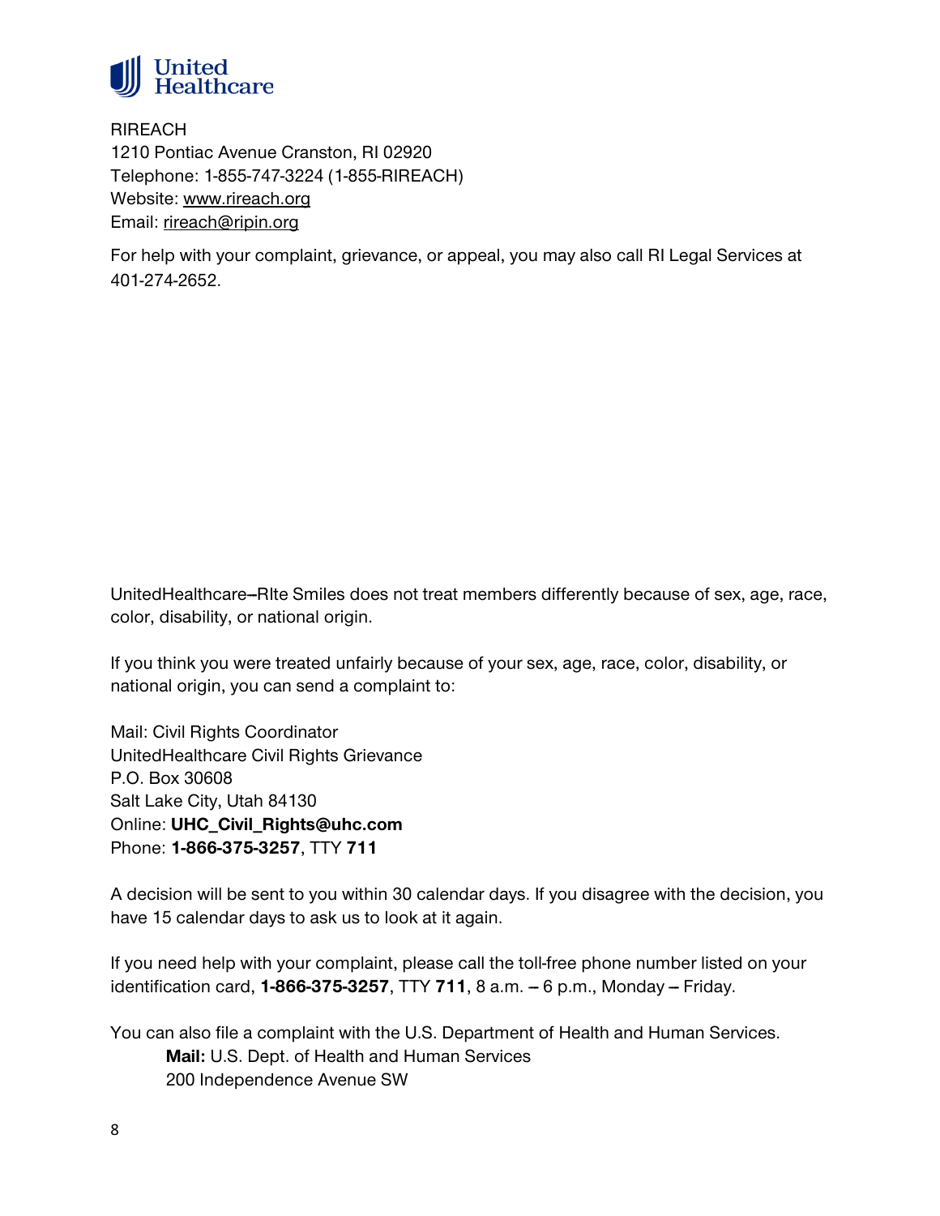RIREACH
1210 Pontiac Avenue Cranston, RI 02920
Telephone: 1-855-747-3224 (1-855-RIREACH)
Website: www.rireach.org
Email: rireach@ripin.org

For help with your complaint, grievance, or appeal, you may also call RI Legal Services at 401-274-2652.

UnitedHealthcare–RIte Smiles does not treat members differently because of sex, age, race, color, disability, or national origin.

If you think you were treated unfairly because of your sex, age, race, color, disability, or national origin, you can send a complaint to:

Mail: Civil Rights Coordinator
UnitedHealthcare Civil Rights Grievance
P.O. Box 30608
Salt Lake City, Utah 84130
Online: **UHC_Civil_Rights@uhc.com**
Phone: **1-866-375-3257**, TTY **711**

A decision will be sent to you within 30 calendar days. If you disagree with the decision, you have 15 calendar days to ask us to look at it again.

If you need help with your complaint, please call the toll-free phone number listed on your identification card, **1-866-375-3257**, TTY **711**, 8 a.m. – 6 p.m., Monday – Friday.

You can also file a complaint with the U.S. Department of Health and Human Services.

**Mail:** U.S. Dept. of Health and Human Services
200 Independence Avenue SW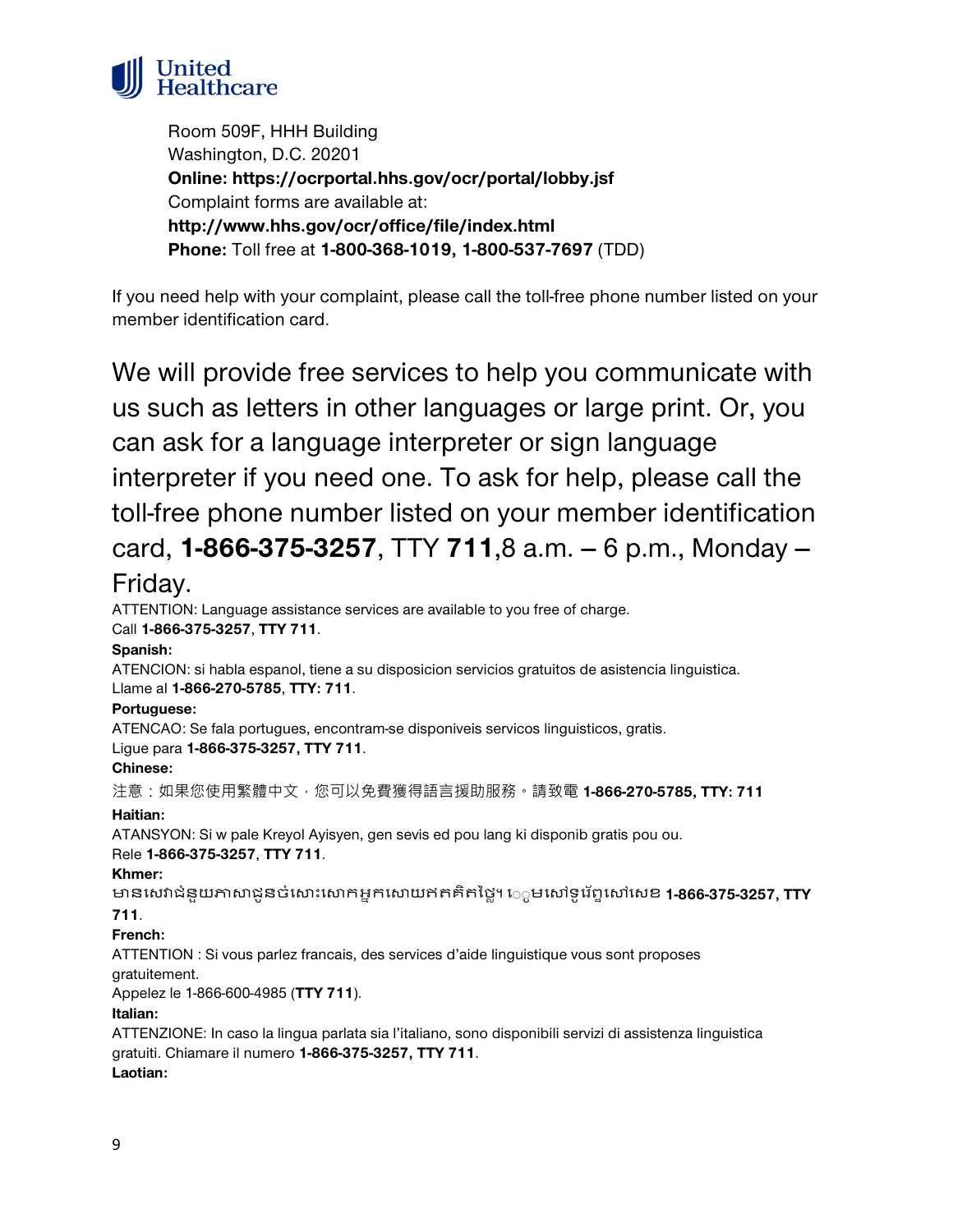Room 509F, HHH Building
Washington, D.C. 20201
**Online: https://ocrportal.hhs.gov/ocr/portal/lobby.jsf**
Complaint forms are available at:
**http://www.hhs.gov/ocr/office/file/index.html**
**Phone:** Toll free at **1-800-368-1019, 1-800-537-7697** (TDD)

If you need help with your complaint, please call the toll-free phone number listed on your member identification card.

We will provide free services to help you communicate with us such as letters in other languages or large print. Or, you can ask for a language interpreter or sign language interpreter if you need one. To ask for help, please call the toll-free phone number listed on your member identification card, **1-866-375-3257**, TTY **711**,8 a.m. – 6 p.m., Monday – Friday.

ATTENTION: Language assistance services are available to you free of charge.
Call **1-866-375-3257**, **TTY 711**.

**Spanish:**
ATENCION: si habla espanol, tiene a su disposicion servicios gratuitos de asistencia linguistica.
Llame al **1-866-270-5785**, **TTY: 711**.

**Portuguese:**
ATENCAO: Se fala portugues, encontram-se disponiveis servicos linguisticos, gratis.
Ligue para **1-866-375-3257, TTY 711**.

**Chinese:**
注意：如果您使用繁體中文，您可以免費獲得語言援助服務。請致電 **1-866-270-5785, TTY: 711**

**Haitian:**
ATANSYON: Si w pale Kreyol Ayisyen, gen sevis ed pou lang ki disponib gratis pou ou.
Rele **1-866-375-3257**, **TTY 711**.

**Khmer:**
មានសេវាជំនួយភាសាជូនចំសោះសោកអ្នកសោយឥតគិតថ្លៃ។ េូមសៅទូរស័ព្ទសៅសេខ **1-866-375-3257, TTY 711**.

**French:**
ATTENTION : Si vous parlez francais, des services d'aide linguistique vous sont proposes gratuitement.
Appelez le 1-866-600-4985 (**TTY 711**).

**Italian:**
ATTENZIONE: In caso la lingua parlata sia l'italiano, sono disponibili servizi di assistenza linguistica gratuiti. Chiamare il numero **1-866-375-3257, TTY 711**.

**Laotian:**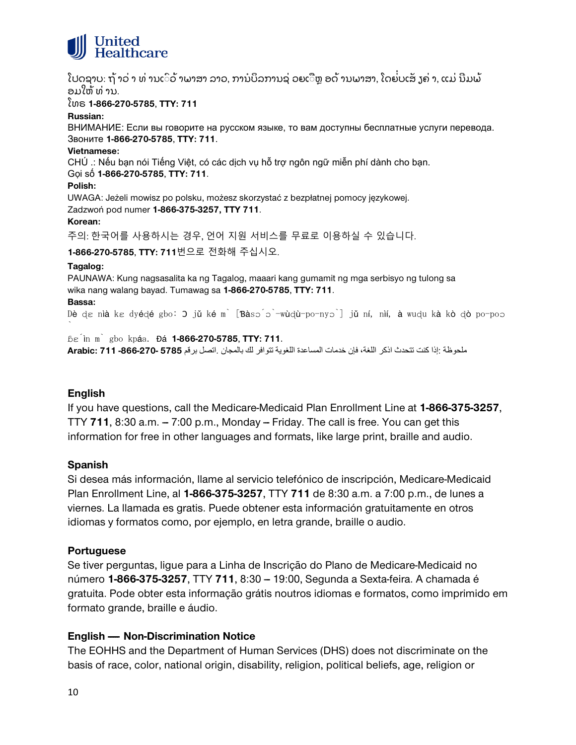ໂປດຊາບ: ຖ້າວ່າ ທ່ານເວົ້າພາສາ ລາວ, ການບໍລິການຊ່ວຍເຫຼືອດ້ານພາສາ, ໂດຍບໍ່ເສັຽຄ່າ, ແມ່ນມີພ້ອມໃຫ້ທ່ານ.
ໂທຣ **1-866-270-5785**, **TTY: 711**

**Russian:**
ВНИМАНИЕ: Если вы говорите на русском языке, то вам доступны бесплатные услуги перевода.
Звоните **1-866-270-5785**, **TTY: 711**.

**Vietnamese:**
CHÚ .: Nếu bạn nói Tiếng Việt, có các dịch vụ hỗ trợ ngôn ngữ miễn phí dành cho bạn.
Gọi số **1-866-270-5785**, **TTY: 711**.

**Polish:**
UWAGA: Jeżeli mowisz po polsku, możesz skorzystać z bezpłatnej pomocy językowej.
Zadzwoń pod numer **1-866-375-3257, TTY 711**.

**Korean:**
주의: 한국어를 사용하시는 경우, 언어 지원 서비스를 무료로 이용하실 수 있습니다.

**1-866-270-5785**, **TTY: 711**번으로 전화해 주십시오.

**Tagalog:**
PAUNAWA: Kung nagsasalita ka ng Tagalog, maaari kang gumamit ng mga serbisyo ng tulong sa wika nang walang bayad. Tumawag sa **1-866-270-5785**, **TTY: 711**.

**Bassa:**
Dè dɛ nìà kɛ dyédé gbo: ɔ jǔ ké m̀ [Ɓàsɔ́ɔ̀-wùdù-po-nyɔ̀] jǔ ní, nìí, à wudu kà kò dò po-poɔ̀ ɓɛ́ìn m̀ gbo kpáa. Đá **1-866-270-5785**, **TTY: 711**.

ملحوظة :إذا كنت تتحدث اذكر اللغة، فإن خدمات المساعدة اللغوية تتوافر لك بالمجان. اتصل برقم **5785 -270- 866- Arabic: 711**

## English

If you have questions, call the Medicare-Medicaid Plan Enrollment Line at **1-866-375-3257**, TTY **711**, 8:30 a.m. – 7:00 p.m., Monday – Friday. The call is free. You can get this information for free in other languages and formats, like large print, braille and audio.

## Spanish

Si desea más información, llame al servicio telefónico de inscripción, Medicare-Medicaid Plan Enrollment Line, al **1-866-375-3257**, TTY **711** de 8:30 a.m. a 7:00 p.m., de lunes a viernes. La llamada es gratis. Puede obtener esta información gratuitamente en otros idiomas y formatos como, por ejemplo, en letra grande, braille o audio.

## Portuguese

Se tiver perguntas, ligue para a Linha de Inscrição do Plano de Medicare-Medicaid no número **1-866-375-3257**, TTY **711**, 8:30 – 19:00, Segunda a Sexta-feira. A chamada é gratuita. Pode obter esta informação grátis noutros idiomas e formatos, como imprimido em formato grande, braille e áudio.

## English — Non-Discrimination Notice

The EOHHS and the Department of Human Services (DHS) does not discriminate on the basis of race, color, national origin, disability, religion, political beliefs, age, religion or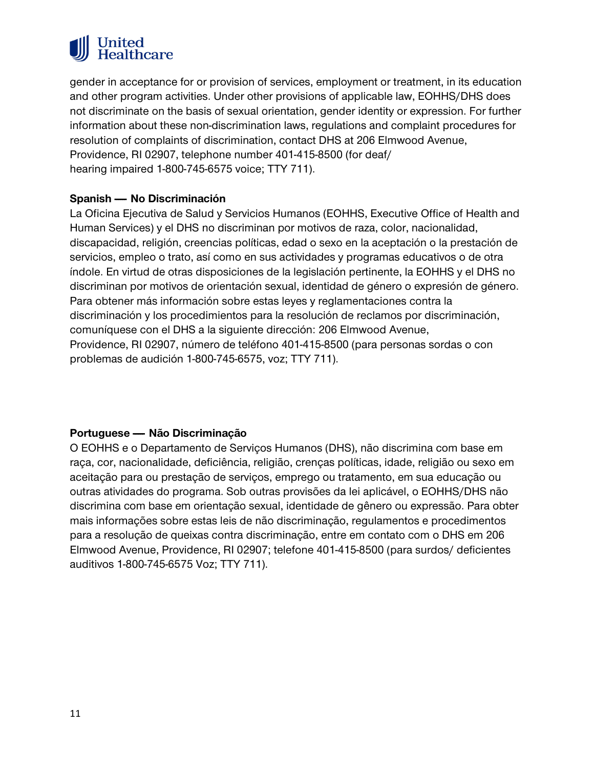gender in acceptance for or provision of services, employment or treatment, in its education and other program activities. Under other provisions of applicable law, EOHHS/DHS does not discriminate on the basis of sexual orientation, gender identity or expression. For further information about these non-discrimination laws, regulations and complaint procedures for resolution of complaints of discrimination, contact DHS at 206 Elmwood Avenue, Providence, RI 02907, telephone number 401-415-8500 (for deaf/ hearing impaired 1-800-745-6575 voice; TTY 711).

**Spanish — No Discriminación**

La Oficina Ejecutiva de Salud y Servicios Humanos (EOHHS, Executive Office of Health and Human Services) y el DHS no discriminan por motivos de raza, color, nacionalidad, discapacidad, religión, creencias políticas, edad o sexo en la aceptación o la prestación de servicios, empleo o trato, así como en sus actividades y programas educativos o de otra índole. En virtud de otras disposiciones de la legislación pertinente, la EOHHS y el DHS no discriminan por motivos de orientación sexual, identidad de género o expresión de género. Para obtener más información sobre estas leyes y reglamentaciones contra la discriminación y los procedimientos para la resolución de reclamos por discriminación, comuníquese con el DHS a la siguiente dirección: 206 Elmwood Avenue, Providence, RI 02907, número de teléfono 401-415-8500 (para personas sordas o con problemas de audición 1-800-745-6575, voz; TTY 711).

**Portuguese — Não Discriminação**

O EOHHS e o Departamento de Serviços Humanos (DHS), não discrimina com base em raça, cor, nacionalidade, deficiência, religião, crenças políticas, idade, religião ou sexo em aceitação para ou prestação de serviços, emprego ou tratamento, em sua educação ou outras atividades do programa. Sob outras provisões da lei aplicável, o EOHHS/DHS não discrimina com base em orientação sexual, identidade de gênero ou expressão. Para obter mais informações sobre estas leis de não discriminação, regulamentos e procedimentos para a resolução de queixas contra discriminação, entre em contato com o DHS em 206 Elmwood Avenue, Providence, RI 02907; telefone 401-415-8500 (para surdos/ deficientes auditivos 1-800-745-6575 Voz; TTY 711).